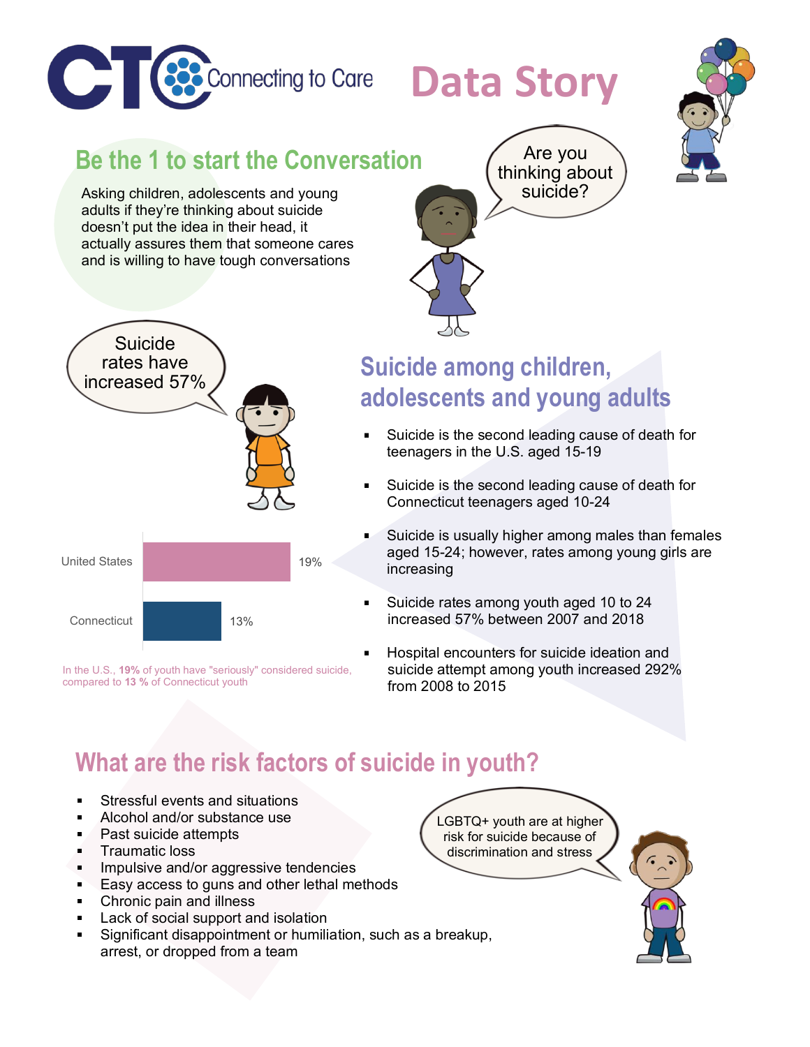CTC Connecting to Care

# Data Story

## Be the 1 to start the Conversation

Asking children, adolescents and young adults if they're thinking about suicide doesn't put the idea in their head, it actually assures them that someone cares and is willing to have tough conversations

Are you thinking about suicide?

Suicide rates have increased 57%

## Suicide among children, adolescents and young adults

- Suicide is the second leading cause of death for teenagers in the U.S. aged 15-19
- Suicide is the second leading cause of death for Connecticut teenagers aged 10-24
- Suicide is usually higher among males than females aged 15-24; however, rates among young girls are increasing
- Suicide rates among youth aged 10 to 24 increased 57% between 2007 and 2018
- Hospital encounters for suicide ideation and suicide attempt among youth increased 292% from 2008 to 2015

| | |
|---|---|
| United States | 19% |
| Connecticut | 13% |

In the U.S., **19%** of youth have "seriously" considered suicide, compared to **13 %** of Connecticut youth

## What are the risk factors of suicide in youth?

- Stressful events and situations
- Alcohol and/or substance use
- Past suicide attempts
- Traumatic loss
- Impulsive and/or aggressive tendencies
- Easy access to guns and other lethal methods
- Chronic pain and illness
- Lack of social support and isolation
- Significant disappointment or humiliation, such as a breakup, arrest, or dropped from a team

LGBTQ+ youth are at higher risk for suicide because of discrimination and stress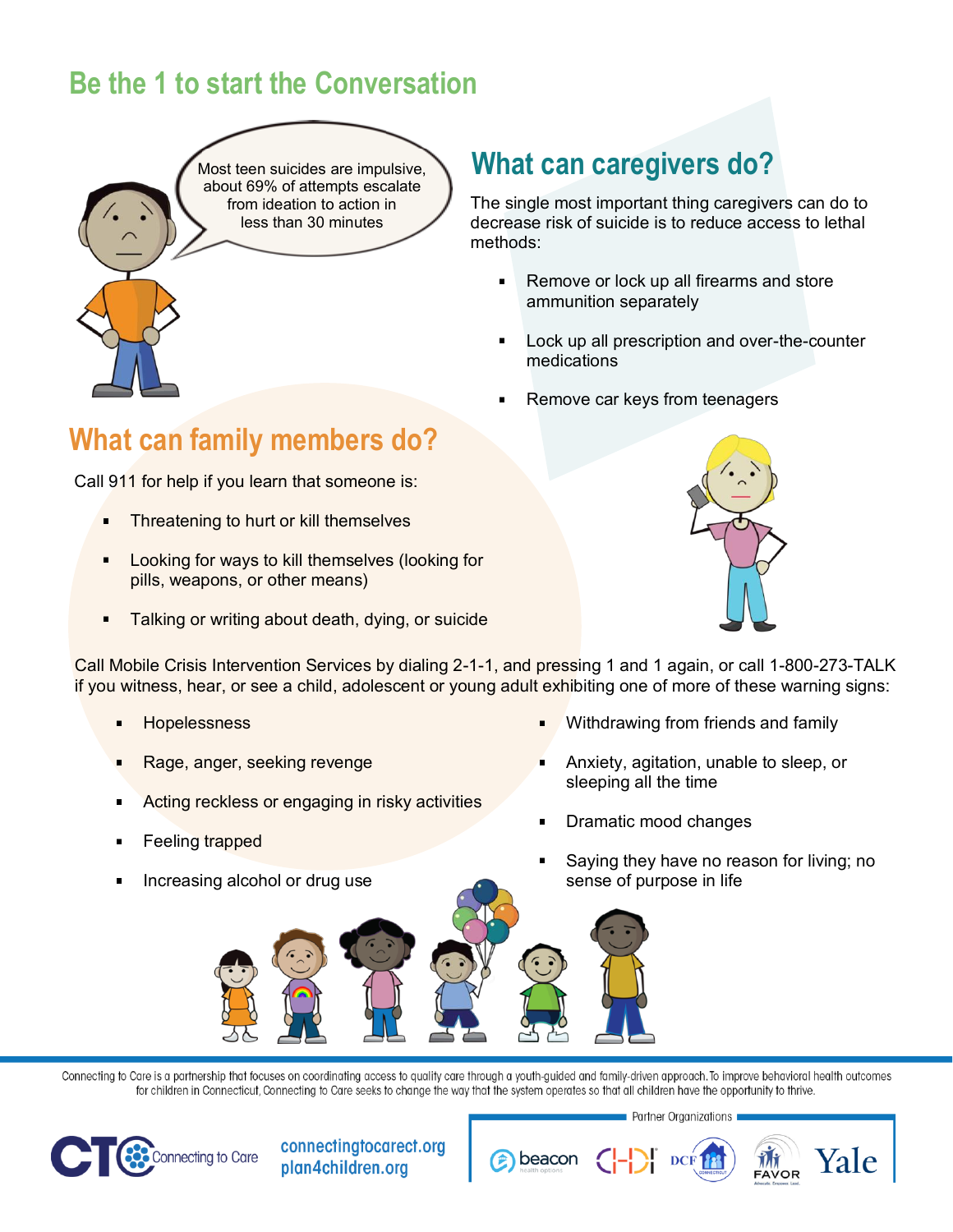# Be the 1 to start the Conversation

Most teen suicides are impulsive, about 69% of attempts escalate from ideation to action in less than 30 minutes

## What can caregivers do?

The single most important thing caregivers can do to decrease risk of suicide is to reduce access to lethal methods:

- Remove or lock up all firearms and store ammunition separately
- Lock up all prescription and over-the-counter medications
- Remove car keys from teenagers

## What can family members do?

Call 911 for help if you learn that someone is:

- Threatening to hurt or kill themselves
- Looking for ways to kill themselves (looking for pills, weapons, or other means)
- Talking or writing about death, dying, or suicide

Call Mobile Crisis Intervention Services by dialing 2-1-1, and pressing 1 and 1 again, or call 1-800-273-TALK if you witness, hear, or see a child, adolescent or young adult exhibiting one of more of these warning signs:

- Hopelessness
- Rage, anger, seeking revenge
- Acting reckless or engaging in risky activities
- Feeling trapped
- Increasing alcohol or drug use
- Withdrawing from friends and family
- Anxiety, agitation, unable to sleep, or sleeping all the time
- Dramatic mood changes
- Saying they have no reason for living; no sense of purpose in life

Connecting to Care is a partnership that focuses on coordinating access to quality care through a youth-guided and family-driven approach. To improve behavioral health outcomes for children in Connecticut, Connecting to Care seeks to change the way that the system operates so that all children have the opportunity to thrive.

CTC Connecting to Care

connectingtocarect.org
plan4children.org

Partner Organizations

beacon health options · CHDI · DCF Connecticut · FAVOR · Yale